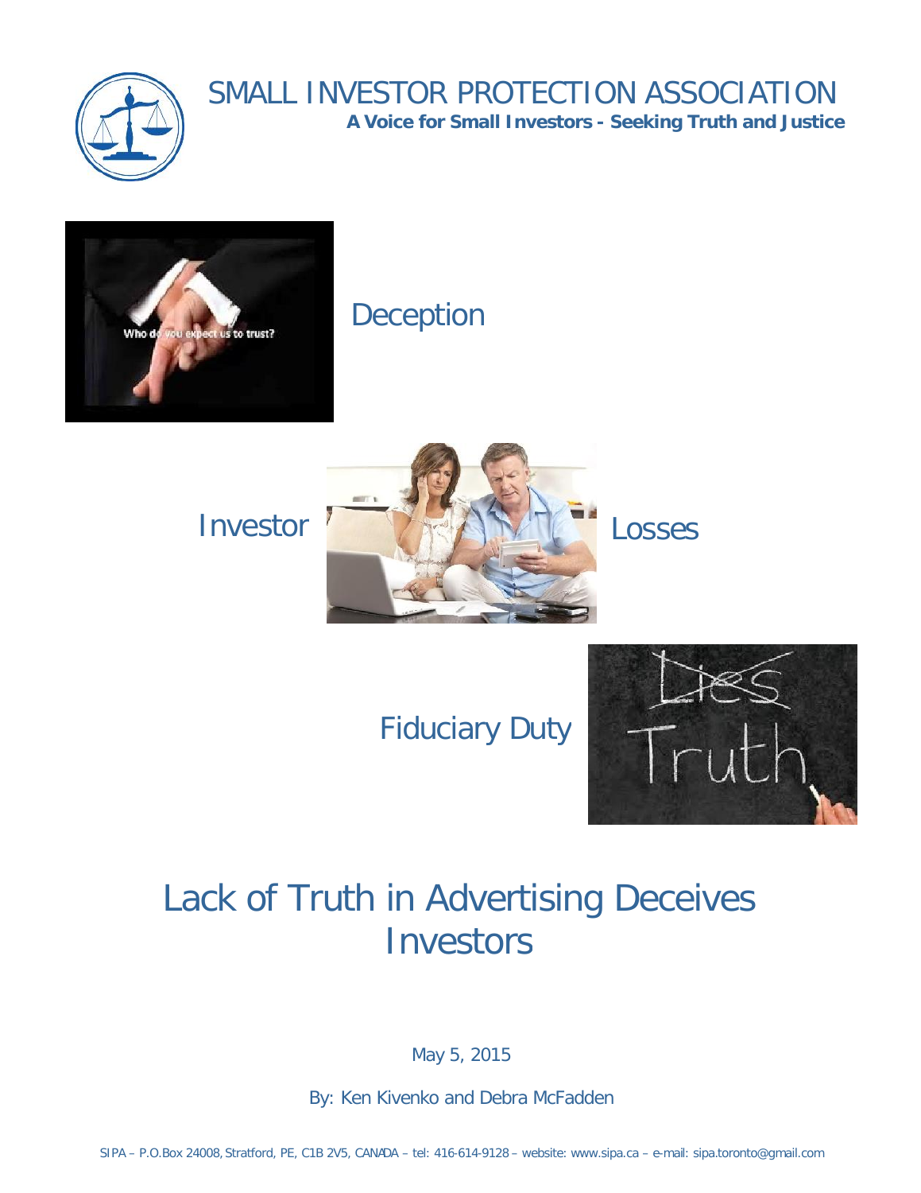# SMALL INVESTOR PROTECTION ASSOCIATION

**A Voice for Small Investors - Seeking Truth and Justice**

Deception

Investor Losses

Fiduciary Duty

# Lack of Truth in Advertising Deceives Investors

May 5, 2015

By: Ken Kivenko and Debra McFadden

SIPA – P.O.Box 24008, Stratford, PE, C1B 2V5, CANADA – tel: 416-614-9128 – website: www.sipa.ca – e-mail: sipa.toronto@gmail.com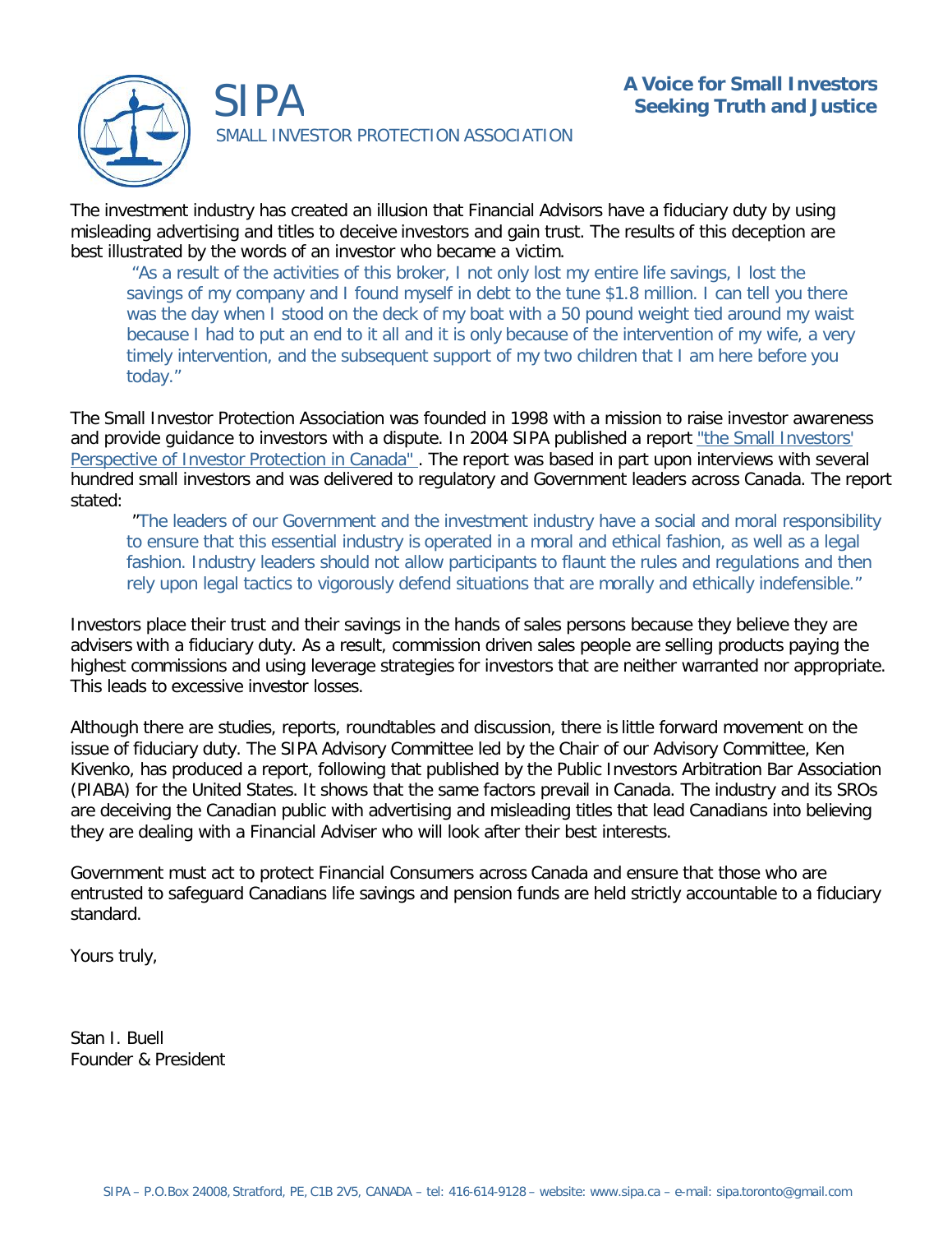# SIPA

SMALL INVESTOR PROTECTION ASSOCIATION

**A Voice for Small Investors Seeking Truth and Justice**

The investment industry has created an illusion that Financial Advisors have a fiduciary duty by using misleading advertising and titles to deceive investors and gain trust. The results of this deception are best illustrated by the words of an investor who became a victim.

> "As a result of the activities of this broker, I not only lost my entire life savings, I lost the savings of my company and I found myself in debt to the tune $1.8 million. I can tell you there was the day when I stood on the deck of my boat with a 50 pound weight tied around my waist because I had to put an end to it all and it is only because of the intervention of my wife, a very timely intervention, and the subsequent support of my two children that I am here before you today."

The Small Investor Protection Association was founded in 1998 with a mission to raise investor awareness and provide guidance to investors with a dispute. In 2004 SIPA published a report "the Small Investors' Perspective of Investor Protection in Canada" . The report was based in part upon interviews with several hundred small investors and was delivered to regulatory and Government leaders across Canada. The report stated:

> "The leaders of our Government and the investment industry have a social and moral responsibility to ensure that this essential industry is operated in a moral and ethical fashion, as well as a legal fashion. Industry leaders should not allow participants to flaunt the rules and regulations and then rely upon legal tactics to vigorously defend situations that are morally and ethically indefensible."

Investors place their trust and their savings in the hands of sales persons because they believe they are advisers with a fiduciary duty. As a result, commission driven sales people are selling products paying the highest commissions and using leverage strategies for investors that are neither warranted nor appropriate. This leads to excessive investor losses.

Although there are studies, reports, roundtables and discussion, there is little forward movement on the issue of fiduciary duty. The SIPA Advisory Committee led by the Chair of our Advisory Committee, Ken Kivenko, has produced a report, following that published by the Public Investors Arbitration Bar Association (PIABA) for the United States. It shows that the same factors prevail in Canada. The industry and its SROs are deceiving the Canadian public with advertising and misleading titles that lead Canadians into believing they are dealing with a Financial Adviser who will look after their best interests.

Government must act to protect Financial Consumers across Canada and ensure that those who are entrusted to safeguard Canadians life savings and pension funds are held strictly accountable to a fiduciary standard.

Yours truly,

Stan I. Buell  
Founder & President

SIPA – P.O.Box 24008, Stratford, PE, C1B 2V5, CANADA – tel: 416-614-9128 – website: www.sipa.ca – e-mail: sipa.toronto@gmail.com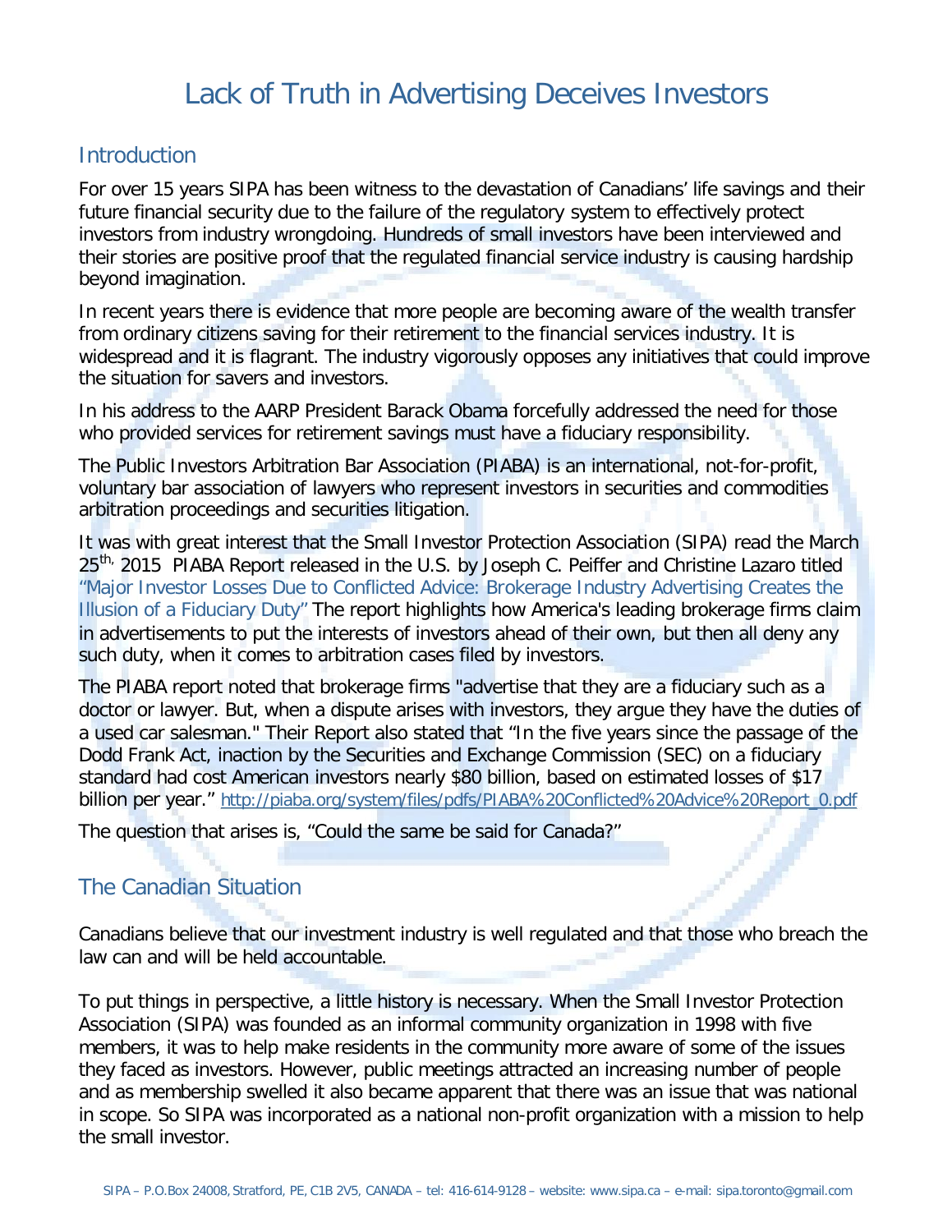# Lack of Truth in Advertising Deceives Investors

## Introduction

For over 15 years SIPA has been witness to the devastation of Canadians' life savings and their future financial security due to the failure of the regulatory system to effectively protect investors from industry wrongdoing. Hundreds of small investors have been interviewed and their stories are positive proof that the regulated financial service industry is causing hardship beyond imagination.

In recent years there is evidence that more people are becoming aware of the wealth transfer from ordinary citizens saving for their retirement to the financial services industry. It is widespread and it is flagrant. The industry vigorously opposes any initiatives that could improve the situation for savers and investors.

In his address to the AARP President Barack Obama forcefully addressed the need for those who provided services for retirement savings must have a fiduciary responsibility.

The Public Investors Arbitration Bar Association (PIABA) is an international, not-for-profit, voluntary bar association of lawyers who represent investors in securities and commodities arbitration proceedings and securities litigation.

It was with great interest that the Small Investor Protection Association (SIPA) read the March 25th, 2015 PIABA Report released in the U.S. by Joseph C. Peiffer and Christine Lazaro titled "Major Investor Losses Due to Conflicted Advice: Brokerage Industry Advertising Creates the Illusion of a Fiduciary Duty" The report highlights how America's leading brokerage firms claim in advertisements to put the interests of investors ahead of their own, but then all deny any such duty, when it comes to arbitration cases filed by investors.

The PIABA report noted that brokerage firms "advertise that they are a fiduciary such as a doctor or lawyer. But, when a dispute arises with investors, they argue they have the duties of a used car salesman." Their Report also stated that "In the five years since the passage of the Dodd Frank Act, inaction by the Securities and Exchange Commission (SEC) on a fiduciary standard had cost American investors nearly $80 billion, based on estimated losses of $17 billion per year." http://piaba.org/system/files/pdfs/PIABA%20Conflicted%20Advice%20Report_0.pdf

The question that arises is, "Could the same be said for Canada?"

## The Canadian Situation

Canadians believe that our investment industry is well regulated and that those who breach the law can and will be held accountable.

To put things in perspective, a little history is necessary. When the Small Investor Protection Association (SIPA) was founded as an informal community organization in 1998 with five members, it was to help make residents in the community more aware of some of the issues they faced as investors. However, public meetings attracted an increasing number of people and as membership swelled it also became apparent that there was an issue that was national in scope. So SIPA was incorporated as a national non-profit organization with a mission to help the small investor.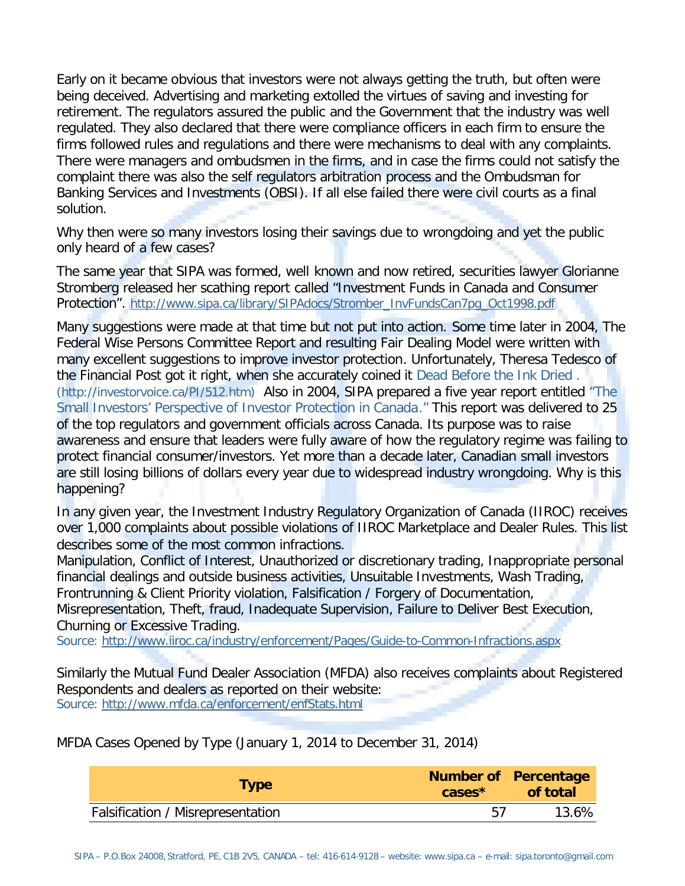Early on it became obvious that investors were not always getting the truth, but often were being deceived. Advertising and marketing extolled the virtues of saving and investing for retirement. The regulators assured the public and the Government that the industry was well regulated. They also declared that there were compliance officers in each firm to ensure the firms followed rules and regulations and there were mechanisms to deal with any complaints. There were managers and ombudsmen in the firms, and in case the firms could not satisfy the complaint there was also the self regulators arbitration process and the Ombudsman for Banking Services and Investments (OBSI). If all else failed there were civil courts as a final solution.

Why then were so many investors losing their savings due to wrongdoing and yet the public only heard of a few cases?

The same year that SIPA was formed, well known and now retired, securities lawyer Glorianne Stromberg released her scathing report called "Investment Funds in Canada and Consumer Protection". http://www.sipa.ca/library/SIPAdocs/Stromber_InvFundsCan7pg_Oct1998.pdf

Many suggestions were made at that time but not put into action. Some time later in 2004, The Federal Wise Persons Committee Report and resulting Fair Dealing Model were written with many excellent suggestions to improve investor protection. Unfortunately, Theresa Tedesco of the Financial Post got it right, when she accurately coined it Dead Before the Ink Dried . (http://investorvoice.ca/PI/512.htm) Also in 2004, SIPA prepared a five year report entitled "The Small Investors' Perspective of Investor Protection in Canada." This report was delivered to 25 of the top regulators and government officials across Canada. Its purpose was to raise awareness and ensure that leaders were fully aware of how the regulatory regime was failing to protect financial consumer/investors. Yet more than a decade later, Canadian small investors are still losing billions of dollars every year due to widespread industry wrongdoing. Why is this happening?

In any given year, the Investment Industry Regulatory Organization of Canada (IIROC) receives over 1,000 complaints about possible violations of IIROC Marketplace and Dealer Rules. This list describes some of the most common infractions.
Manipulation, Conflict of Interest, Unauthorized or discretionary trading, Inappropriate personal financial dealings and outside business activities, Unsuitable Investments, Wash Trading, Frontrunning & Client Priority violation, Falsification / Forgery of Documentation, Misrepresentation, Theft, fraud, Inadequate Supervision, Failure to Deliver Best Execution, Churning or Excessive Trading.
Source: http://www.iiroc.ca/industry/enforcement/Pages/Guide-to-Common-Infractions.aspx

Similarly the Mutual Fund Dealer Association (MFDA) also receives complaints about Registered Respondents and dealers as reported on their website:
Source: http://www.mfda.ca/enforcement/enfStats.html

MFDA Cases Opened by Type (January 1, 2014 to December 31, 2014)

| Type | Number of cases* | Percentage of total |
|---|---|---|
| Falsification / Misrepresentation | 57 | 13.6% |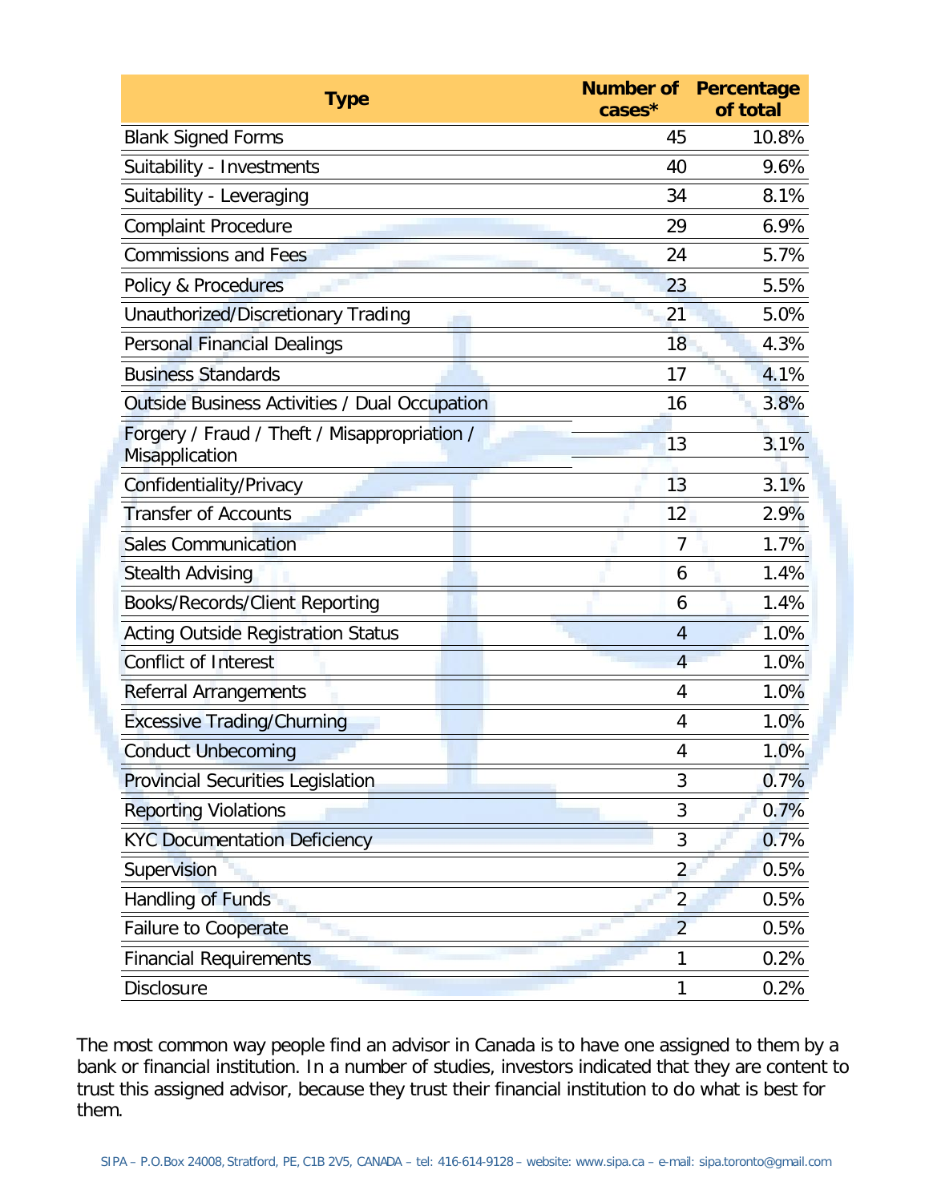| Type | Number of cases* | Percentage of total |
|---|---|---|
| Blank Signed Forms | 45 | 10.8% |
| Suitability - Investments | 40 | 9.6% |
| Suitability - Leveraging | 34 | 8.1% |
| Complaint Procedure | 29 | 6.9% |
| Commissions and Fees | 24 | 5.7% |
| Policy & Procedures | 23 | 5.5% |
| Unauthorized/Discretionary Trading | 21 | 5.0% |
| Personal Financial Dealings | 18 | 4.3% |
| Business Standards | 17 | 4.1% |
| Outside Business Activities / Dual Occupation | 16 | 3.8% |
| Forgery / Fraud / Theft / Misappropriation / Misapplication | 13 | 3.1% |
| Confidentiality/Privacy | 13 | 3.1% |
| Transfer of Accounts | 12 | 2.9% |
| Sales Communication | 7 | 1.7% |
| Stealth Advising | 6 | 1.4% |
| Books/Records/Client Reporting | 6 | 1.4% |
| Acting Outside Registration Status | 4 | 1.0% |
| Conflict of Interest | 4 | 1.0% |
| Referral Arrangements | 4 | 1.0% |
| Excessive Trading/Churning | 4 | 1.0% |
| Conduct Unbecoming | 4 | 1.0% |
| Provincial Securities Legislation | 3 | 0.7% |
| Reporting Violations | 3 | 0.7% |
| KYC Documentation Deficiency | 3 | 0.7% |
| Supervision | 2 | 0.5% |
| Handling of Funds | 2 | 0.5% |
| Failure to Cooperate | 2 | 0.5% |
| Financial Requirements | 1 | 0.2% |
| Disclosure | 1 | 0.2% |

The most common way people find an advisor in Canada is to have one assigned to them by a bank or financial institution. In a number of studies, investors indicated that they are content to trust this assigned advisor, because they trust their financial institution to do what is best for them.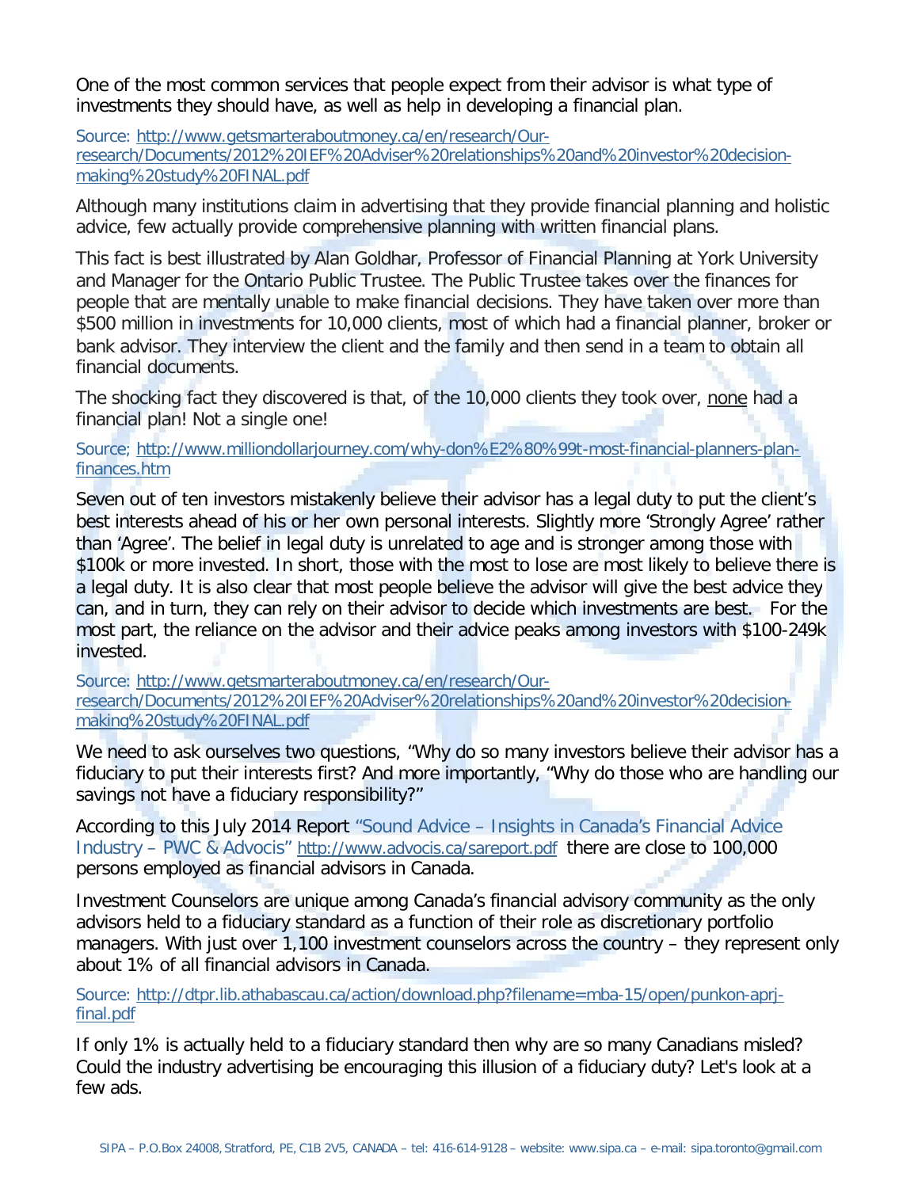One of the most common services that people expect from their advisor is what type of investments they should have, as well as help in developing a financial plan.

Source: [http://www.getsmarteraboutmoney.ca/en/research/Our-research/Documents/2012%20IEF%20Adviser%20relationships%20and%20investor%20decision-making%20study%20FINAL.pdf](http://www.getsmarteraboutmoney.ca/en/research/Our-research/Documents/2012%20IEF%20Adviser%20relationships%20and%20investor%20decision-making%20study%20FINAL.pdf)

Although many institutions claim in advertising that they provide financial planning and holistic advice, few actually provide comprehensive planning with written financial plans.

This fact is best illustrated by Alan Goldhar, Professor of Financial Planning at York University and Manager for the Ontario Public Trustee. The Public Trustee takes over the finances for people that are mentally unable to make financial decisions. They have taken over more than $500 million in investments for 10,000 clients, most of which had a financial planner, broker or bank advisor. They interview the client and the family and then send in a team to obtain all financial documents.

The shocking fact they discovered is that, of the 10,000 clients they took over, none had a financial plan! Not a single one!

Source; [http://www.milliondollarjourney.com/why-don%E2%80%99t-most-financial-planners-plan-finances.htm](http://www.milliondollarjourney.com/why-don%E2%80%99t-most-financial-planners-plan-finances.htm)

Seven out of ten investors mistakenly believe their advisor has a legal duty to put the client's best interests ahead of his or her own personal interests. Slightly more 'Strongly Agree' rather than 'Agree'. The belief in legal duty is unrelated to age and is stronger among those with $100k or more invested. In short, those with the most to lose are most likely to believe there is a legal duty. It is also clear that most people believe the advisor will give the best advice they can, and in turn, they can rely on their advisor to decide which investments are best. For the most part, the reliance on the advisor and their advice peaks among investors with $100-249k invested.

Source: [http://www.getsmarteraboutmoney.ca/en/research/Our-research/Documents/2012%20IEF%20Adviser%20relationships%20and%20investor%20decision-making%20study%20FINAL.pdf](http://www.getsmarteraboutmoney.ca/en/research/Our-research/Documents/2012%20IEF%20Adviser%20relationships%20and%20investor%20decision-making%20study%20FINAL.pdf)

We need to ask ourselves two questions, "Why do so many investors believe their advisor has a fiduciary to put their interests first? And more importantly, "Why do those who are handling our savings not have a fiduciary responsibility?"

According to this July 2014 Report "Sound Advice – Insights in Canada's Financial Advice Industry – PWC & Advocis" [http://www.advocis.ca/sareport.pdf](http://www.advocis.ca/sareport.pdf) there are close to 100,000 persons employed as financial advisors in Canada.

Investment Counselors are unique among Canada's financial advisory community as the only advisors held to a fiduciary standard as a function of their role as discretionary portfolio managers. With just over 1,100 investment counselors across the country – they represent only about 1% of all financial advisors in Canada.

Source: [http://dtpr.lib.athabascau.ca/action/download.php?filename=mba-15/open/punkon-aprj-final.pdf](http://dtpr.lib.athabascau.ca/action/download.php?filename=mba-15/open/punkon-aprj-final.pdf)

If only 1% is actually held to a fiduciary standard then why are so many Canadians misled? Could the industry advertising be encouraging this illusion of a fiduciary duty? Let's look at a few ads.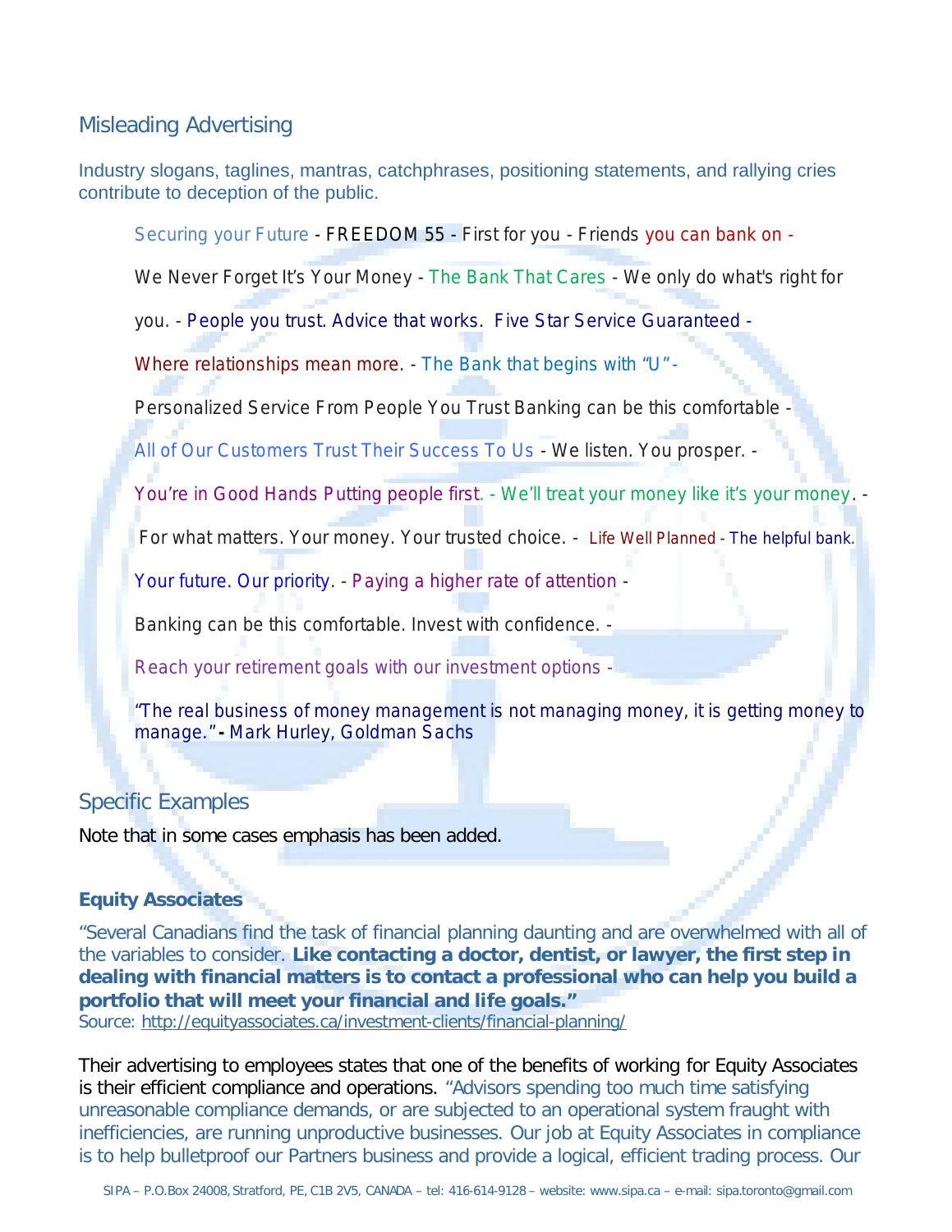## Misleading Advertising

Industry slogans, taglines, mantras, catchphrases, positioning statements, and rallying cries contribute to deception of the public.

> Securing your Future - FREEDOM 55 - First for you - Friends you can bank on - We Never Forget It's Your Money - The Bank That Cares - We only do what's right for you. - People you trust. Advice that works. Five Star Service Guaranteed - Where relationships mean more. - The Bank that begins with "U" - Personalized Service From People You Trust Banking can be this comfortable - All of Our Customers Trust Their Success To Us - We listen. You prosper. - You're in Good Hands Putting people first. - We'll treat your money like it's your money. - For what matters. Your money. Your trusted choice. - Life Well Planned - The helpful bank. Your future. Our priority. - Paying a higher rate of attention - Banking can be this comfortable. Invest with confidence. - Reach your retirement goals with our investment options -
>
> "The real business of money management is not managing money, it is getting money to manage." **-** Mark Hurley, Goldman Sachs

## Specific Examples

Note that in some cases emphasis has been added.

### Equity Associates

"Several Canadians find the task of financial planning daunting and are overwhelmed with all of the variables to consider. **Like contacting a doctor, dentist, or lawyer, the first step in dealing with financial matters is to contact a professional who can help you build a portfolio that will meet your financial and life goals."**
Source: http://equityassociates.ca/investment-clients/financial-planning/

Their advertising to employees states that one of the benefits of working for Equity Associates is their efficient compliance and operations. "Advisors spending too much time satisfying unreasonable compliance demands, or are subjected to an operational system fraught with inefficiencies, are running unproductive businesses. Our job at Equity Associates in compliance is to help bulletproof our Partners business and provide a logical, efficient trading process. Our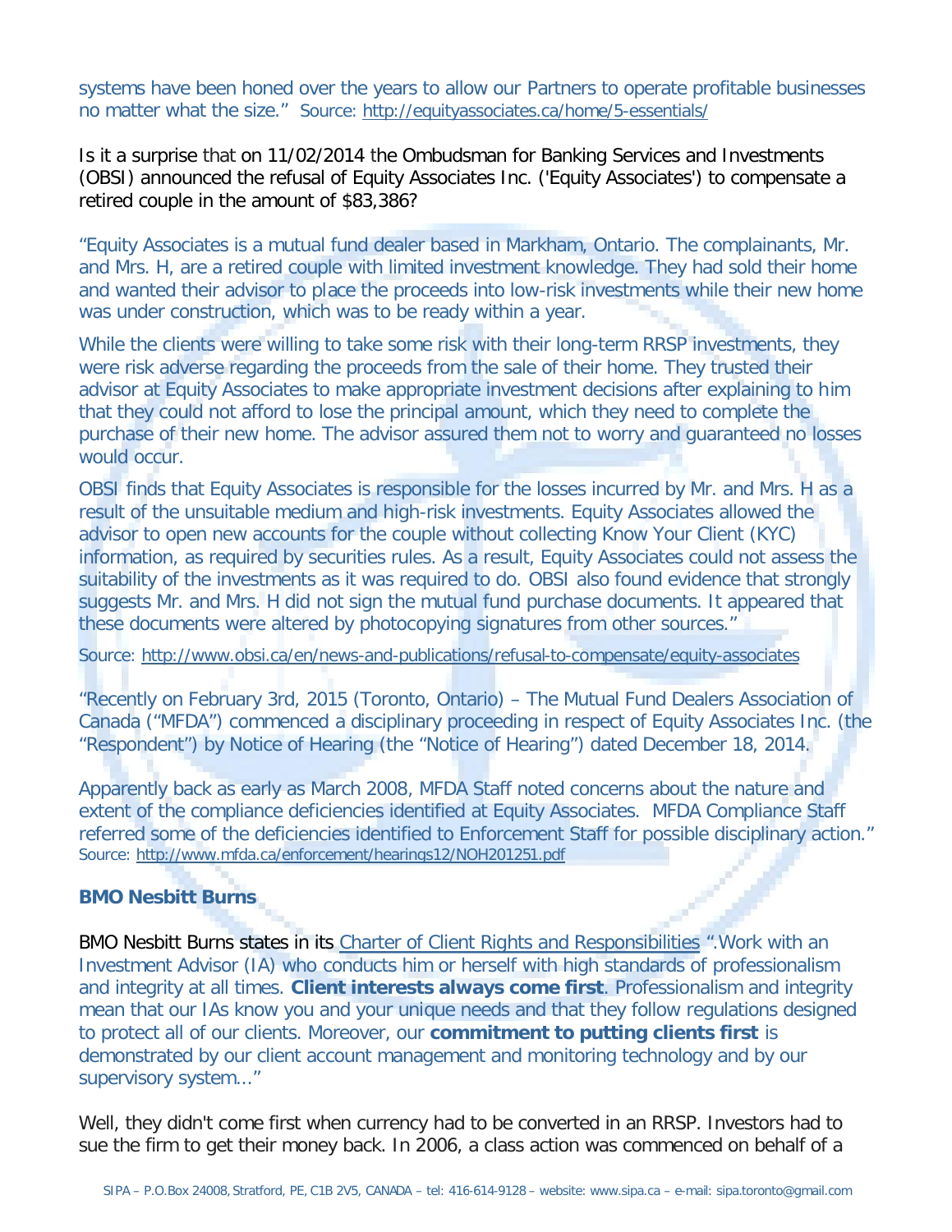systems have been honed over the years to allow our Partners to operate profitable businesses no matter what the size." Source: http://equityassociates.ca/home/5-essentials/

Is it a surprise that on 11/02/2014 the Ombudsman for Banking Services and Investments (OBSI) announced the refusal of Equity Associates Inc. ('Equity Associates') to compensate a retired couple in the amount of $83,386?

"Equity Associates is a mutual fund dealer based in Markham, Ontario. The complainants, Mr. and Mrs. H, are a retired couple with limited investment knowledge. They had sold their home and wanted their advisor to place the proceeds into low-risk investments while their new home was under construction, which was to be ready within a year.

While the clients were willing to take some risk with their long-term RRSP investments, they were risk adverse regarding the proceeds from the sale of their home. They trusted their advisor at Equity Associates to make appropriate investment decisions after explaining to him that they could not afford to lose the principal amount, which they need to complete the purchase of their new home. The advisor assured them not to worry and guaranteed no losses would occur.

OBSI finds that Equity Associates is responsible for the losses incurred by Mr. and Mrs. H as a result of the unsuitable medium and high-risk investments. Equity Associates allowed the advisor to open new accounts for the couple without collecting Know Your Client (KYC) information, as required by securities rules. As a result, Equity Associates could not assess the suitability of the investments as it was required to do. OBSI also found evidence that strongly suggests Mr. and Mrs. H did not sign the mutual fund purchase documents. It appeared that these documents were altered by photocopying signatures from other sources."

Source: http://www.obsi.ca/en/news-and-publications/refusal-to-compensate/equity-associates

"Recently on February 3rd, 2015 (Toronto, Ontario) – The Mutual Fund Dealers Association of Canada ("MFDA") commenced a disciplinary proceeding in respect of Equity Associates Inc. (the "Respondent") by Notice of Hearing (the "Notice of Hearing") dated December 18, 2014.

Apparently back as early as March 2008, MFDA Staff noted concerns about the nature and extent of the compliance deficiencies identified at Equity Associates. MFDA Compliance Staff referred some of the deficiencies identified to Enforcement Staff for possible disciplinary action."
Source: http://www.mfda.ca/enforcement/hearings12/NOH201251.pdf

### BMO Nesbitt Burns

BMO Nesbitt Burns states in its Charter of Client Rights and Responsibilities ".Work with an Investment Advisor (IA) who conducts him or herself with high standards of professionalism and integrity at all times. **Client interests always come first**. Professionalism and integrity mean that our IAs know you and your unique needs and that they follow regulations designed to protect all of our clients. Moreover, our **commitment to putting clients first** is demonstrated by our client account management and monitoring technology and by our supervisory system..."

Well, they didn't come first when currency had to be converted in an RRSP. Investors had to sue the firm to get their money back. In 2006, a class action was commenced on behalf of a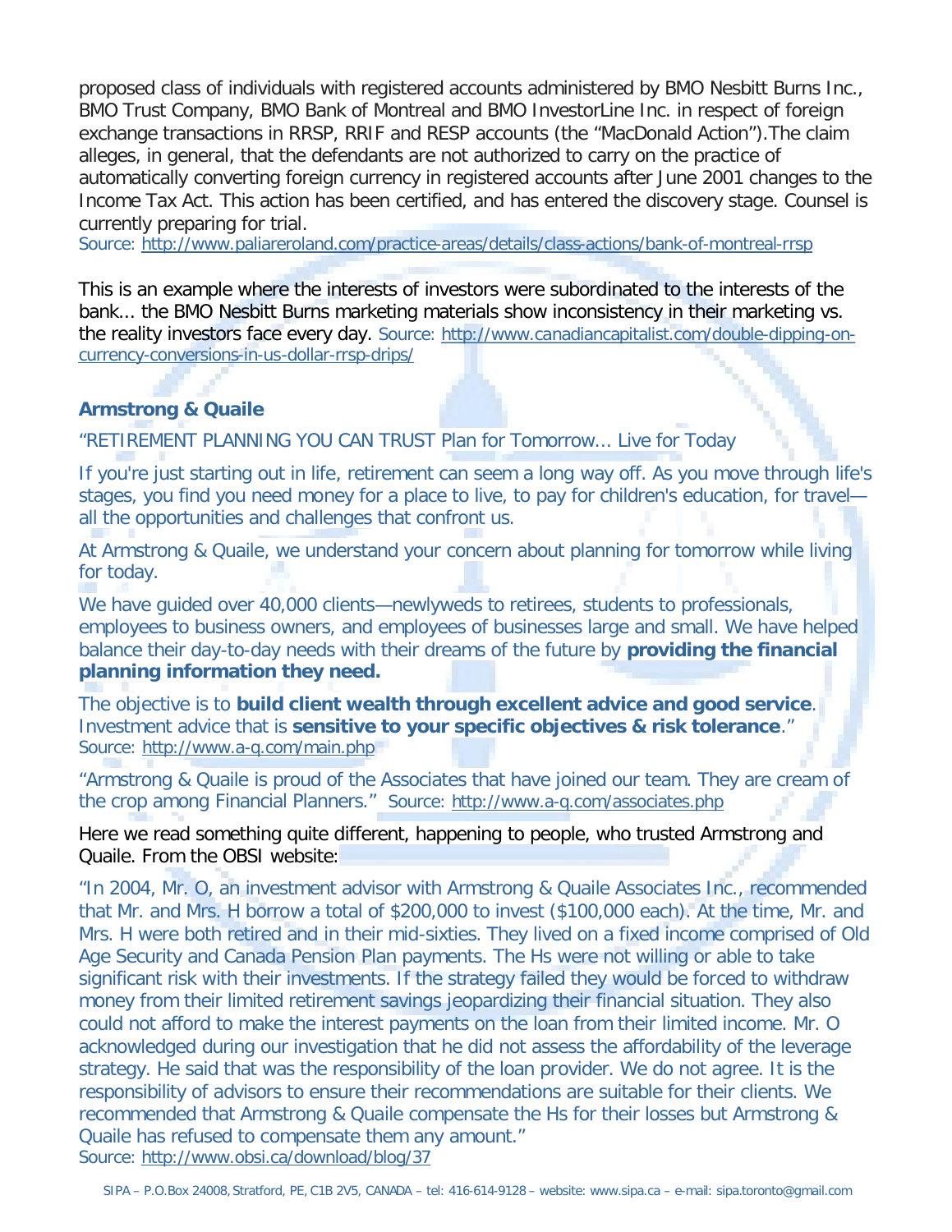proposed class of individuals with registered accounts administered by BMO Nesbitt Burns Inc., BMO Trust Company, BMO Bank of Montreal and BMO InvestorLine Inc. in respect of foreign exchange transactions in RRSP, RRIF and RESP accounts (the "MacDonald Action").The claim alleges, in general, that the defendants are not authorized to carry on the practice of automatically converting foreign currency in registered accounts after June 2001 changes to the Income Tax Act. This action has been certified, and has entered the discovery stage. Counsel is currently preparing for trial.
Source: http://www.paliareroland.com/practice-areas/details/class-actions/bank-of-montreal-rrsp

This is an example where the interests of investors were subordinated to the interests of the bank... the BMO Nesbitt Burns marketing materials show inconsistency in their marketing vs. the reality investors face every day. Source: http://www.canadiancapitalist.com/double-dipping-on-currency-conversions-in-us-dollar-rrsp-drips/

### Armstrong & Quaile

"RETIREMENT PLANNING YOU CAN TRUST Plan for Tomorrow... Live for Today

If you're just starting out in life, retirement can seem a long way off. As you move through life's stages, you find you need money for a place to live, to pay for children's education, for travel—all the opportunities and challenges that confront us.

At Armstrong & Quaile, we understand your concern about planning for tomorrow while living for today.

We have guided over 40,000 clients—newlyweds to retirees, students to professionals, employees to business owners, and employees of businesses large and small. We have helped balance their day-to-day needs with their dreams of the future by **providing the financial planning information they need.**

The objective is to **build client wealth through excellent advice and good service**. Investment advice that is **sensitive to your specific objectives & risk tolerance**."
Source: http://www.a-q.com/main.php

"Armstrong & Quaile is proud of the Associates that have joined our team. They are cream of the crop among Financial Planners." Source: http://www.a-q.com/associates.php

Here we read something quite different, happening to people, who trusted Armstrong and Quaile. From the OBSI website:

"In 2004, Mr. O, an investment advisor with Armstrong & Quaile Associates Inc., recommended that Mr. and Mrs. H borrow a total of $200,000 to invest ($100,000 each). At the time, Mr. and Mrs. H were both retired and in their mid-sixties. They lived on a fixed income comprised of Old Age Security and Canada Pension Plan payments. The Hs were not willing or able to take significant risk with their investments. If the strategy failed they would be forced to withdraw money from their limited retirement savings jeopardizing their financial situation. They also could not afford to make the interest payments on the loan from their limited income. Mr. O acknowledged during our investigation that he did not assess the affordability of the leverage strategy. He said that was the responsibility of the loan provider. We do not agree. It is the responsibility of advisors to ensure their recommendations are suitable for their clients. We recommended that Armstrong & Quaile compensate the Hs for their losses but Armstrong & Quaile has refused to compensate them any amount."
Source: http://www.obsi.ca/download/blog/37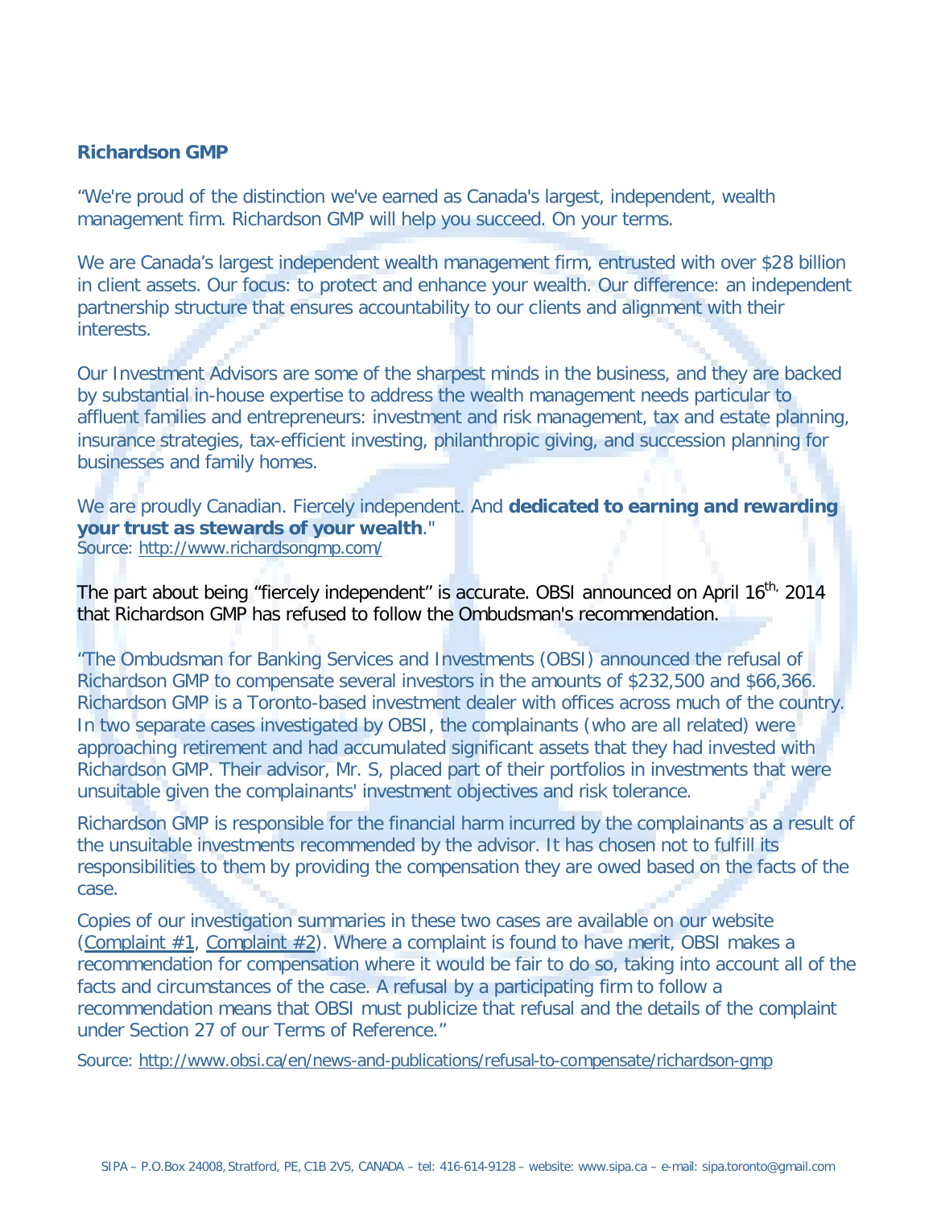**Richardson GMP**

"We're proud of the distinction we've earned as Canada's largest, independent, wealth management firm. Richardson GMP will help you succeed. On your terms.

We are Canada's largest independent wealth management firm, entrusted with over $28 billion in client assets. Our focus: to protect and enhance your wealth. Our difference: an independent partnership structure that ensures accountability to our clients and alignment with their interests.

Our Investment Advisors are some of the sharpest minds in the business, and they are backed by substantial in-house expertise to address the wealth management needs particular to affluent families and entrepreneurs: investment and risk management, tax and estate planning, insurance strategies, tax-efficient investing, philanthropic giving, and succession planning for businesses and family homes.

We are proudly Canadian. Fiercely independent. And **dedicated to earning and rewarding your trust as stewards of your wealth**."
Source: http://www.richardsongmp.com/

The part about being "fiercely independent" is accurate. OBSI announced on April 16th, 2014 that Richardson GMP has refused to follow the Ombudsman's recommendation.

"The Ombudsman for Banking Services and Investments (OBSI) announced the refusal of Richardson GMP to compensate several investors in the amounts of $232,500 and $66,366. Richardson GMP is a Toronto-based investment dealer with offices across much of the country. In two separate cases investigated by OBSI, the complainants (who are all related) were approaching retirement and had accumulated significant assets that they had invested with Richardson GMP. Their advisor, Mr. S, placed part of their portfolios in investments that were unsuitable given the complainants' investment objectives and risk tolerance.

Richardson GMP is responsible for the financial harm incurred by the complainants as a result of the unsuitable investments recommended by the advisor. It has chosen not to fulfill its responsibilities to them by providing the compensation they are owed based on the facts of the case.

Copies of our investigation summaries in these two cases are available on our website (Complaint #1, Complaint #2). Where a complaint is found to have merit, OBSI makes a recommendation for compensation where it would be fair to do so, taking into account all of the facts and circumstances of the case. A refusal by a participating firm to follow a recommendation means that OBSI must publicize that refusal and the details of the complaint under Section 27 of our Terms of Reference."

Source: http://www.obsi.ca/en/news-and-publications/refusal-to-compensate/richardson-gmp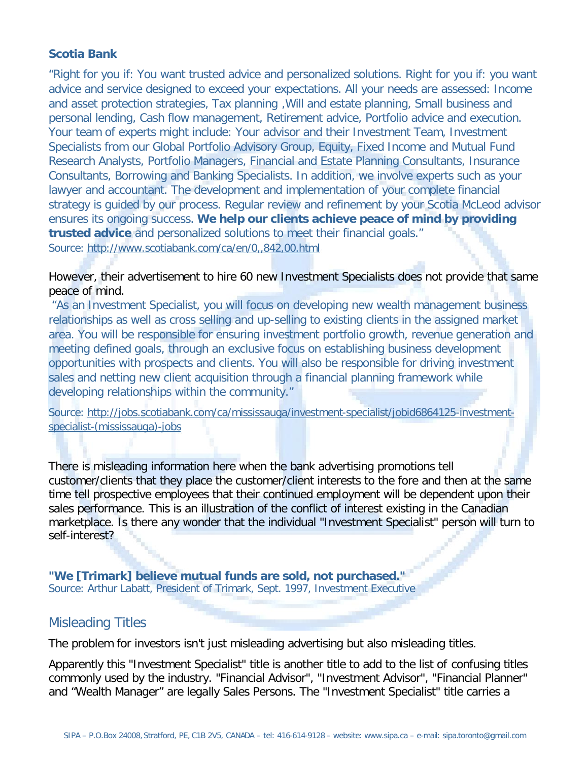### Scotia Bank

"Right for you if: You want trusted advice and personalized solutions. Right for you if: you want advice and service designed to exceed your expectations. All your needs are assessed: Income and asset protection strategies, Tax planning ,Will and estate planning, Small business and personal lending, Cash flow management, Retirement advice, Portfolio advice and execution. Your team of experts might include: Your advisor and their Investment Team, Investment Specialists from our Global Portfolio Advisory Group, Equity, Fixed Income and Mutual Fund Research Analysts, Portfolio Managers, Financial and Estate Planning Consultants, Insurance Consultants, Borrowing and Banking Specialists. In addition, we involve experts such as your lawyer and accountant. The development and implementation of your complete financial strategy is guided by our process. Regular review and refinement by your Scotia McLeod advisor ensures its ongoing success. **We help our clients achieve peace of mind by providing trusted advice** and personalized solutions to meet their financial goals."
Source: http://www.scotiabank.com/ca/en/0,,842,00.html

However, their advertisement to hire 60 new Investment Specialists does not provide that same peace of mind.

"As an Investment Specialist, you will focus on developing new wealth management business relationships as well as cross selling and up-selling to existing clients in the assigned market area. You will be responsible for ensuring investment portfolio growth, revenue generation and meeting defined goals, through an exclusive focus on establishing business development opportunities with prospects and clients. You will also be responsible for driving investment sales and netting new client acquisition through a financial planning framework while developing relationships within the community."

Source: http://jobs.scotiabank.com/ca/mississauga/investment-specialist/jobid6864125-investment-specialist-(mississauga)-jobs

There is misleading information here when the bank advertising promotions tell customer/clients that they place the customer/client interests to the fore and then at the same time tell prospective employees that their continued employment will be dependent upon their sales performance. This is an illustration of the conflict of interest existing in the Canadian marketplace. Is there any wonder that the individual "Investment Specialist" person will turn to self-interest?

**"We [Trimark] believe mutual funds are sold, not purchased."**
Source: Arthur Labatt, President of Trimark, Sept. 1997, Investment Executive

## Misleading Titles

The problem for investors isn't just misleading advertising but also misleading titles.

Apparently this "Investment Specialist" title is another title to add to the list of confusing titles commonly used by the industry. "Financial Advisor", "Investment Advisor", "Financial Planner" and "Wealth Manager" are legally Sales Persons. The "Investment Specialist" title carries a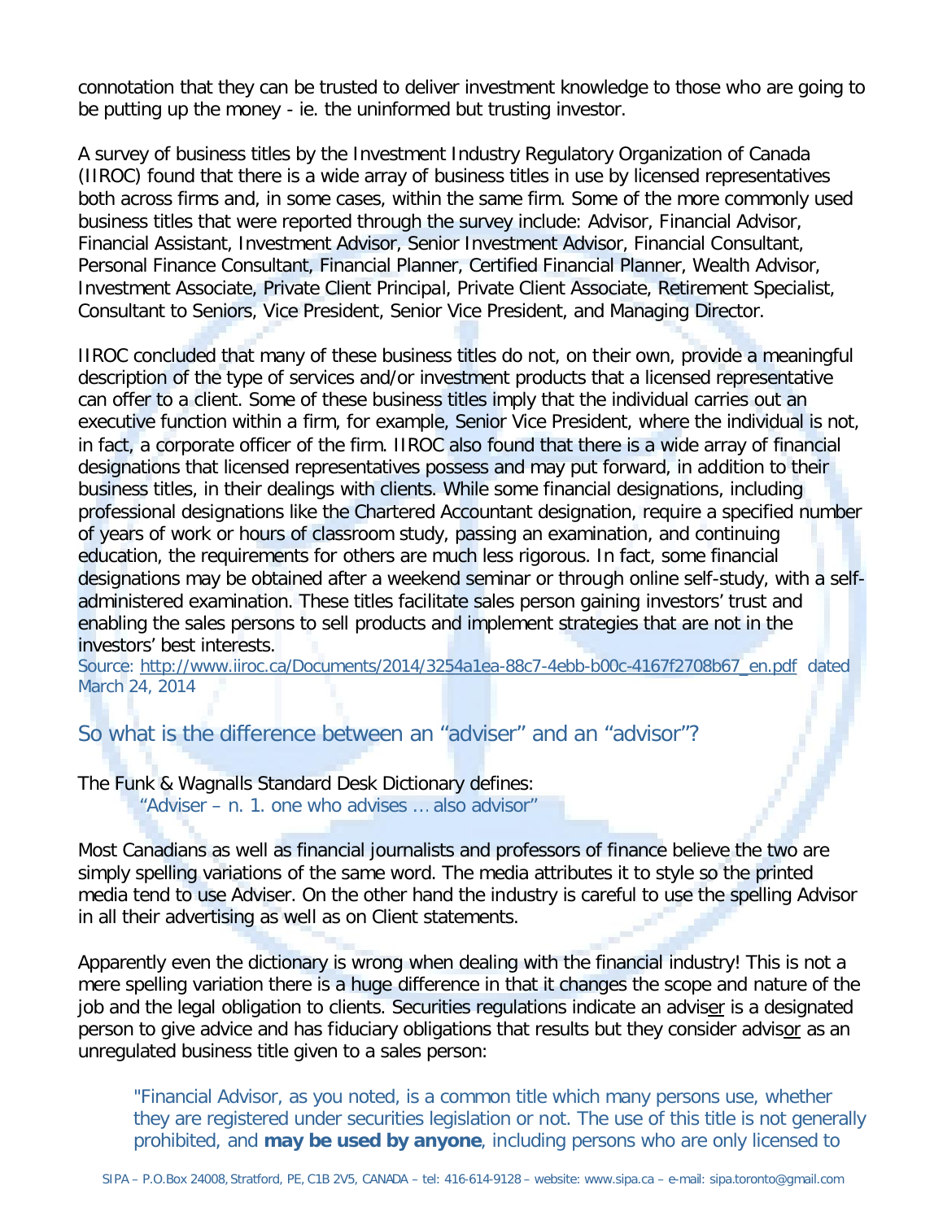connotation that they can be trusted to deliver investment knowledge to those who are going to be putting up the money - ie. the uninformed but trusting investor.

A survey of business titles by the Investment Industry Regulatory Organization of Canada (IIROC) found that there is a wide array of business titles in use by licensed representatives both across firms and, in some cases, within the same firm. Some of the more commonly used business titles that were reported through the survey include: Advisor, Financial Advisor, Financial Assistant, Investment Advisor, Senior Investment Advisor, Financial Consultant, Personal Finance Consultant, Financial Planner, Certified Financial Planner, Wealth Advisor, Investment Associate, Private Client Principal, Private Client Associate, Retirement Specialist, Consultant to Seniors, Vice President, Senior Vice President, and Managing Director.

IIROC concluded that many of these business titles do not, on their own, provide a meaningful description of the type of services and/or investment products that a licensed representative can offer to a client. Some of these business titles imply that the individual carries out an executive function within a firm, for example, Senior Vice President, where the individual is not, in fact, a corporate officer of the firm. IIROC also found that there is a wide array of financial designations that licensed representatives possess and may put forward, in addition to their business titles, in their dealings with clients. While some financial designations, including professional designations like the Chartered Accountant designation, require a specified number of years of work or hours of classroom study, passing an examination, and continuing education, the requirements for others are much less rigorous. In fact, some financial designations may be obtained after a weekend seminar or through online self-study, with a self-administered examination. These titles facilitate sales person gaining investors' trust and enabling the sales persons to sell products and implement strategies that are not in the investors' best interests.
Source: http://www.iiroc.ca/Documents/2014/3254a1ea-88c7-4ebb-b00c-4167f2708b67_en.pdf dated March 24, 2014

## So what is the difference between an "adviser" and an "advisor"?

The Funk & Wagnalls Standard Desk Dictionary defines:

> "Adviser – n. 1. one who advises … also advisor"

Most Canadians as well as financial journalists and professors of finance believe the two are simply spelling variations of the same word. The media attributes it to style so the printed media tend to use Adviser. On the other hand the industry is careful to use the spelling Advisor in all their advertising as well as on Client statements.

Apparently even the dictionary is wrong when dealing with the financial industry! This is not a mere spelling variation there is a huge difference in that it changes the scope and nature of the job and the legal obligation to clients. Securities regulations indicate an advis<u>er</u> is a designated person to give advice and has fiduciary obligations that results but they consider advis<u>or</u> as an unregulated business title given to a sales person:

> "Financial Advisor, as you noted, is a common title which many persons use, whether they are registered under securities legislation or not. The use of this title is not generally prohibited, and **may be used by anyone**, including persons who are only licensed to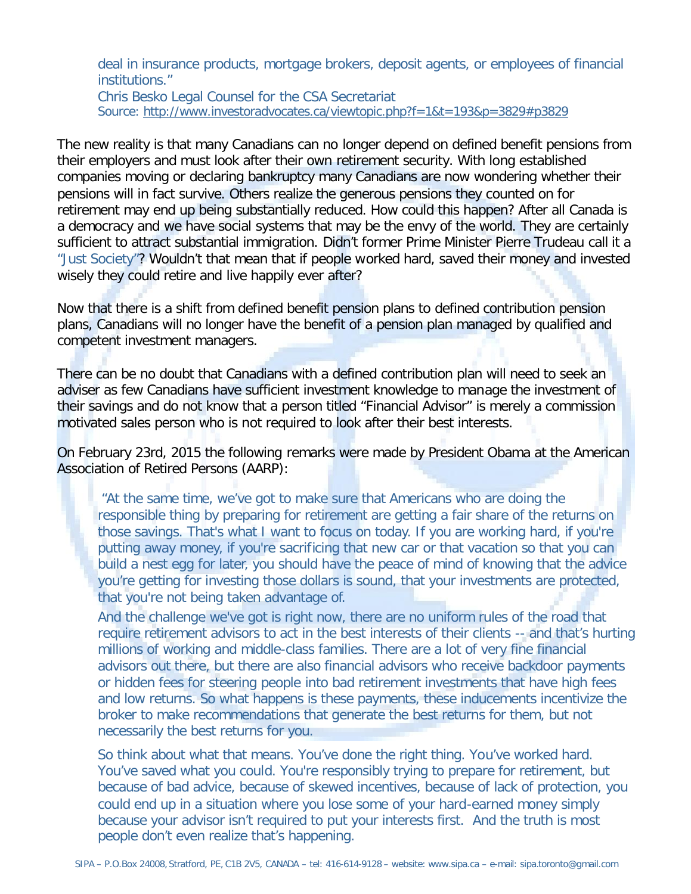> deal in insurance products, mortgage brokers, deposit agents, or employees of financial institutions."
> Chris Besko Legal Counsel for the CSA Secretariat
> Source: http://www.investoradvocates.ca/viewtopic.php?f=1&t=193&p=3829#p3829

The new reality is that many Canadians can no longer depend on defined benefit pensions from their employers and must look after their own retirement security. With long established companies moving or declaring bankruptcy many Canadians are now wondering whether their pensions will in fact survive. Others realize the generous pensions they counted on for retirement may end up being substantially reduced. How could this happen? After all Canada is a democracy and we have social systems that may be the envy of the world. They are certainly sufficient to attract substantial immigration. Didn't former Prime Minister Pierre Trudeau call it a "Just Society"? Wouldn't that mean that if people worked hard, saved their money and invested wisely they could retire and live happily ever after?

Now that there is a shift from defined benefit pension plans to defined contribution pension plans, Canadians will no longer have the benefit of a pension plan managed by qualified and competent investment managers.

There can be no doubt that Canadians with a defined contribution plan will need to seek an adviser as few Canadians have sufficient investment knowledge to manage the investment of their savings and do not know that a person titled "Financial Advisor" is merely a commission motivated sales person who is not required to look after their best interests.

On February 23rd, 2015 the following remarks were made by President Obama at the American Association of Retired Persons (AARP):

> "At the same time, we've got to make sure that Americans who are doing the responsible thing by preparing for retirement are getting a fair share of the returns on those savings. That's what I want to focus on today. If you are working hard, if you're putting away money, if you're sacrificing that new car or that vacation so that you can build a nest egg for later, you should have the peace of mind of knowing that the advice you're getting for investing those dollars is sound, that your investments are protected, that you're not being taken advantage of.
>
> And the challenge we've got is right now, there are no uniform rules of the road that require retirement advisors to act in the best interests of their clients -- and that's hurting millions of working and middle-class families. There are a lot of very fine financial advisors out there, but there are also financial advisors who receive backdoor payments or hidden fees for steering people into bad retirement investments that have high fees and low returns. So what happens is these payments, these inducements incentivize the broker to make recommendations that generate the best returns for them, but not necessarily the best returns for you.
>
> So think about what that means. You've done the right thing. You've worked hard. You've saved what you could. You're responsibly trying to prepare for retirement, but because of bad advice, because of skewed incentives, because of lack of protection, you could end up in a situation where you lose some of your hard-earned money simply because your advisor isn't required to put your interests first. And the truth is most people don't even realize that's happening.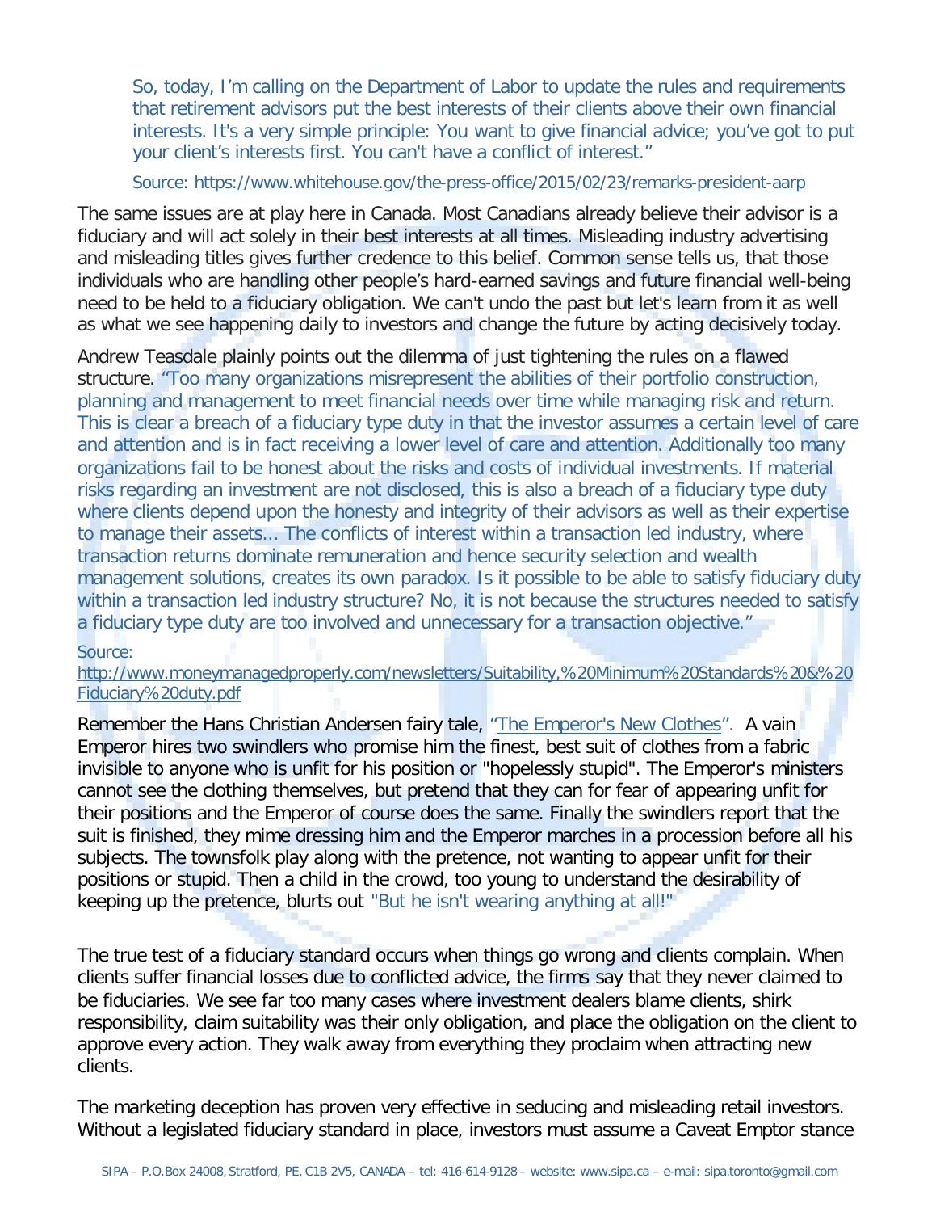So, today, I'm calling on the Department of Labor to update the rules and requirements that retirement advisors put the best interests of their clients above their own financial interests. It's a very simple principle: You want to give financial advice; you've got to put your client's interests first. You can't have a conflict of interest."

Source: https://www.whitehouse.gov/the-press-office/2015/02/23/remarks-president-aarp

The same issues are at play here in Canada. Most Canadians already believe their advisor is a fiduciary and will act solely in their best interests at all times. Misleading industry advertising and misleading titles gives further credence to this belief. Common sense tells us, that those individuals who are handling other people's hard-earned savings and future financial well-being need to be held to a fiduciary obligation. We can't undo the past but let's learn from it as well as what we see happening daily to investors and change the future by acting decisively today.

Andrew Teasdale plainly points out the dilemma of just tightening the rules on a flawed structure. "Too many organizations misrepresent the abilities of their portfolio construction, planning and management to meet financial needs over time while managing risk and return. This is clear a breach of a fiduciary type duty in that the investor assumes a certain level of care and attention and is in fact receiving a lower level of care and attention. Additionally too many organizations fail to be honest about the risks and costs of individual investments. If material risks regarding an investment are not disclosed, this is also a breach of a fiduciary type duty where clients depend upon the honesty and integrity of their advisors as well as their expertise to manage their assets... The conflicts of interest within a transaction led industry, where transaction returns dominate remuneration and hence security selection and wealth management solutions, creates its own paradox. Is it possible to be able to satisfy fiduciary duty within a transaction led industry structure? No, it is not because the structures needed to satisfy a fiduciary type duty are too involved and unnecessary for a transaction objective."

Source: http://www.moneymanagedproperly.com/newsletters/Suitability,%20Minimum%20Standards%20&%20Fiduciary%20duty.pdf

Remember the Hans Christian Andersen fairy tale, "The Emperor's New Clothes". A vain Emperor hires two swindlers who promise him the finest, best suit of clothes from a fabric invisible to anyone who is unfit for his position or "hopelessly stupid". The Emperor's ministers cannot see the clothing themselves, but pretend that they can for fear of appearing unfit for their positions and the Emperor of course does the same. Finally the swindlers report that the suit is finished, they mime dressing him and the Emperor marches in a procession before all his subjects. The townsfolk play along with the pretence, not wanting to appear unfit for their positions or stupid. Then a child in the crowd, too young to understand the desirability of keeping up the pretence, blurts out "But he isn't wearing anything at all!"

The true test of a fiduciary standard occurs when things go wrong and clients complain. When clients suffer financial losses due to conflicted advice, the firms say that they never claimed to be fiduciaries. We see far too many cases where investment dealers blame clients, shirk responsibility, claim suitability was their only obligation, and place the obligation on the client to approve every action. They walk away from everything they proclaim when attracting new clients.

The marketing deception has proven very effective in seducing and misleading retail investors. Without a legislated fiduciary standard in place, investors must assume a Caveat Emptor stance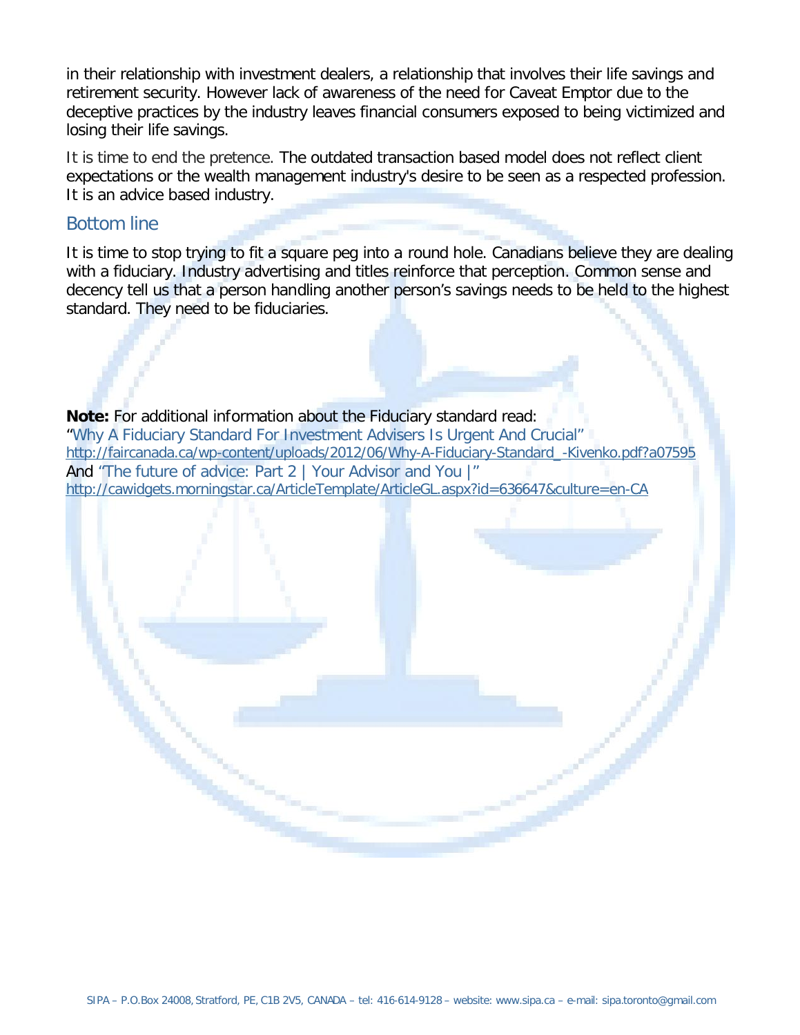in their relationship with investment dealers, a relationship that involves their life savings and retirement security. However lack of awareness of the need for Caveat Emptor due to the deceptive practices by the industry leaves financial consumers exposed to being victimized and losing their life savings.

It is time to end the pretence. The outdated transaction based model does not reflect client expectations or the wealth management industry's desire to be seen as a respected profession. It is an advice based industry.

## Bottom line

It is time to stop trying to fit a square peg into a round hole. Canadians believe they are dealing with a fiduciary. Industry advertising and titles reinforce that perception. Common sense and decency tell us that a person handling another person's savings needs to be held to the highest standard. They need to be fiduciaries.

**Note:** For additional information about the Fiduciary standard read:
"Why A Fiduciary Standard For Investment Advisers Is Urgent And Crucial"
http://faircanada.ca/wp-content/uploads/2012/06/Why-A-Fiduciary-Standard_-Kivenko.pdf?a07595
And "The future of advice: Part 2 | Your Advisor and You |"
http://cawidgets.morningstar.ca/ArticleTemplate/ArticleGL.aspx?id=636647&culture=en-CA